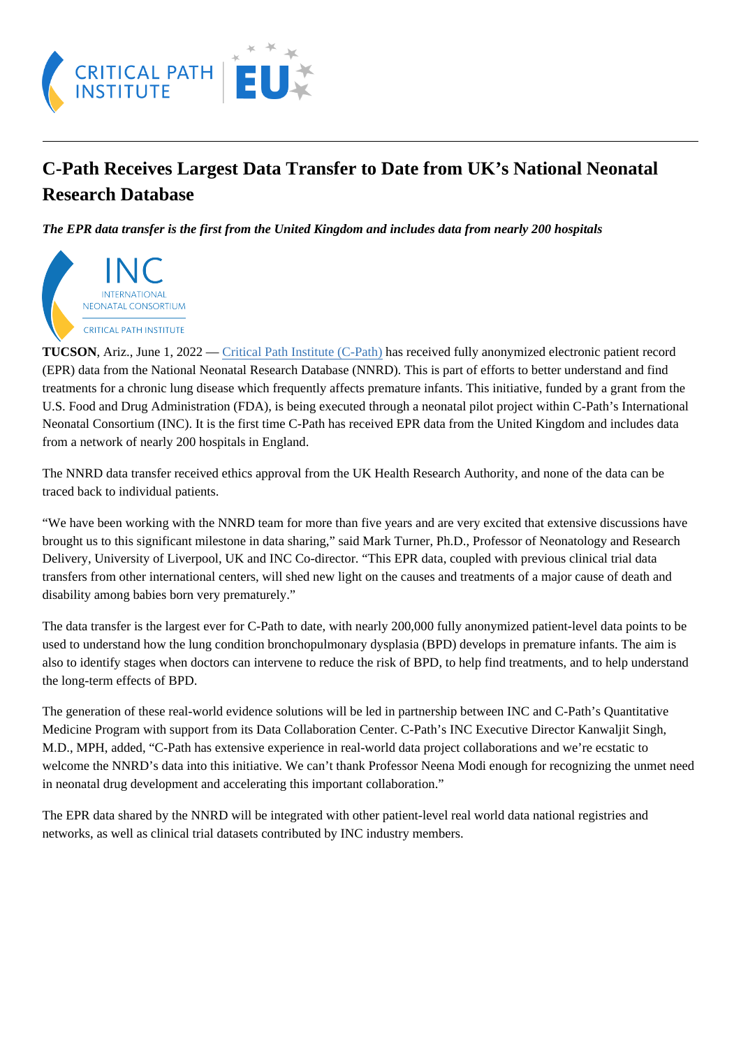# C-Path Receives Largest Data Transfer to Date from UK's National Neonatal Research Database

*The EPR data transfer is the first from the United Kingdom and includes data from nearly 200 hospitals*

**TUCSON**, Ariz., June 1, 2022 — Critical Path Institute (C-Path) has received fully anonymized electronic patient record (EPR) data from the National Neonatal Research Database (NNRD). This is part of efforts to better understand and find treatments for a chronic lung disease which frequently affects premature infants. This initiative, funded by a grant from the U.S. Food and Drug Administration (FDA), is being executed through a neonatal pilot project within C-Path's International Neonatal Consortium (INC). It is the first time C-Path has received EPR data from the United Kingdom and includes data from a network of nearly 200 hospitals in England.

The NNRD data transfer received ethics approval from the UK Health Research Authority, and none of the data can be traced back to individual patients.

"We have been working with the NNRD team for more than five years and are very excited that extensive discussions have brought us to this significant milestone in data sharing," said Mark Turner, Ph.D., Professor of Neonatology and Research Delivery, University of Liverpool, UK and INC Co-director. "This EPR data, coupled with previous clinical trial data transfers from other international centers, will shed new light on the causes and treatments of a major cause of death and disability among babies born very prematurely."

The data transfer is the largest ever for C-Path to date, with nearly 200,000 fully anonymized patient-level data points to be used to understand how the lung condition bronchopulmonary dysplasia (BPD) develops in premature infants. The aim is also to identify stages when doctors can intervene to reduce the risk of BPD, to help find treatments, and to help understand the long-term effects of BPD.

The generation of these real-world evidence solutions will be led in partnership between INC and C-Path's Quantitative Medicine Program with support from its Data Collaboration Center. C-Path's INC Executive Director Kanwaljit Singh, M.D., MPH, added, "C-Path has extensive experience in real-world data project collaborations and we're ecstatic to welcome the NNRD's data into this initiative. We can't thank Professor Neena Modi enough for recognizing the unmet need in neonatal drug development and accelerating this important collaboration."

The EPR data shared by the NNRD will be integrated with other patient-level real world data national registries and networks, as well as clinical trial datasets contributed by INC industry members.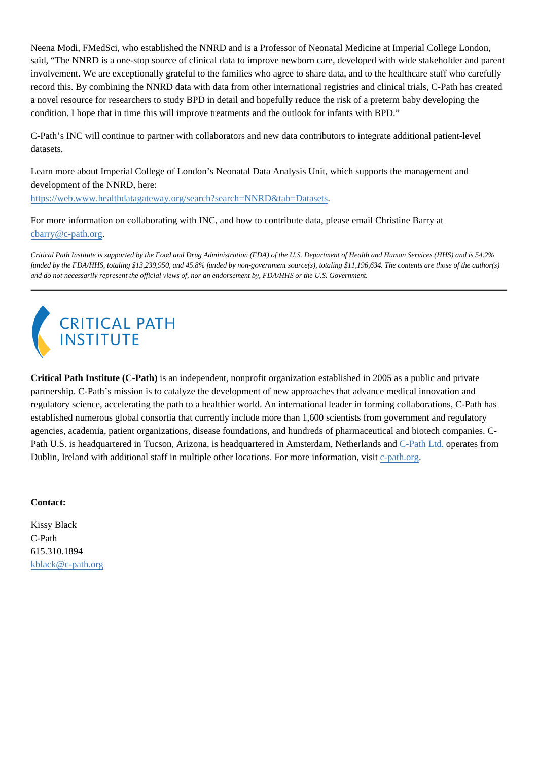Neena Modi, FMedSci, who established the NNRD and is a Professor of Neonatal Medicine at Imperial College London, said, "The NNRD is a one-stop source of clinical data to improve newborn care, developed with wide stakeholder and parent involvement. We are exceptionally grateful to the families who agree to share data, and to the healthcare staff who carefully record this. By combining the NNRD data with data from other international registries and clinical trials, C-Path has created a novel resource for researchers to study BPD in detail and hopefully reduce the risk of a preterm baby developing the condition. I hope that in time this will improve treatments and the outlook for infants with BPD."

C-Path's INC will continue to partner with collaborators and new data contributors to integrate additional patient-level datasets.

Learn more about Imperial College of London's Neonatal Data Analysis Unit, which supports the management and development of the NNRD, here:
https://web.www.healthdatagateway.org/search?search=NNRD&tab=Datasets.

For more information on collaborating with INC, and how to contribute data, please email Christine Barry at cbarry@c-path.org.

*Critical Path Institute is supported by the Food and Drug Administration (FDA) of the U.S. Department of Health and Human Services (HHS) and is 54.2% funded by the FDA/HHS, totaling $13,239,950, and 45.8% funded by non-government source(s), totaling $11,196,634. The contents are those of the author(s) and do not necessarily represent the official views of, nor an endorsement by, FDA/HHS or the U.S. Government.*

---

CRITICAL PATH INSTITUTE

**Critical Path Institute (C-Path)** is an independent, nonprofit organization established in 2005 as a public and private partnership. C-Path's mission is to catalyze the development of new approaches that advance medical innovation and regulatory science, accelerating the path to a healthier world. An international leader in forming collaborations, C-Path has established numerous global consortia that currently include more than 1,600 scientists from government and regulatory agencies, academia, patient organizations, disease foundations, and hundreds of pharmaceutical and biotech companies. C-Path U.S. is headquartered in Tucson, Arizona, is headquartered in Amsterdam, Netherlands and C-Path Ltd. operates from Dublin, Ireland with additional staff in multiple other locations. For more information, visit c-path.org.

**Contact:**

Kissy Black
C-Path
615.310.1894
kblack@c-path.org